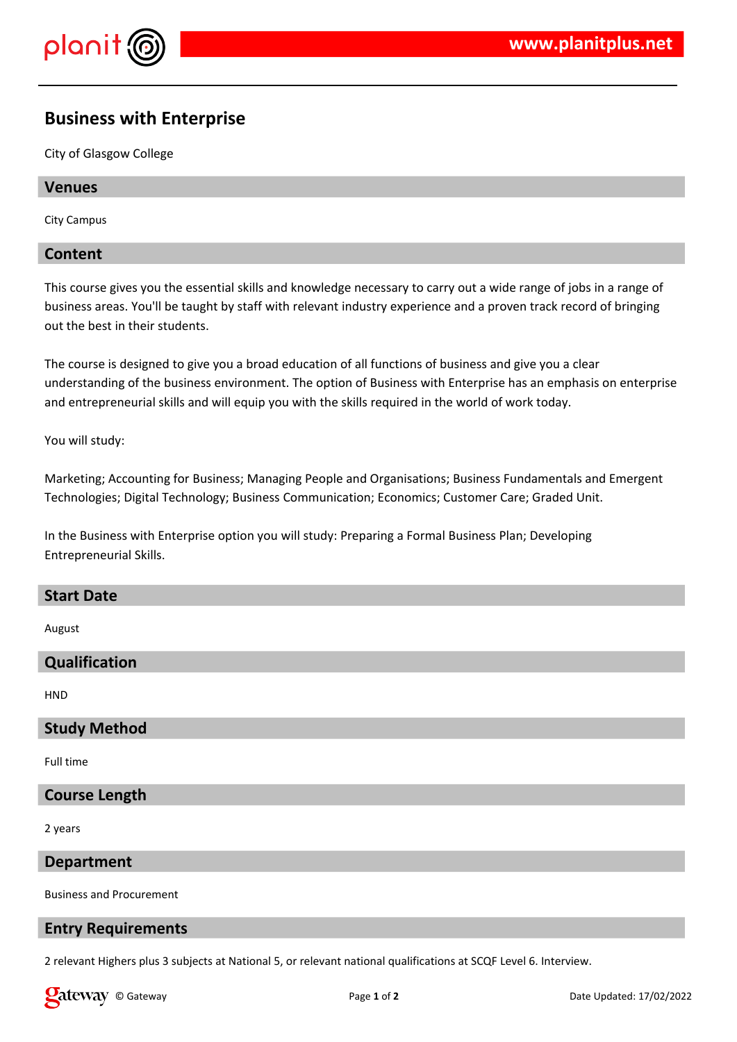# Business with Enterprise

City of Glasgow College

## Venues

City Campus

## Content

This course gives you the essential skills and knowledge necessary to carry out a wide range of jobs in a range of business areas. You'll be taught by staff with relevant industry experience and a proven track record of bringing out the best in their students.

The course is designed to give you a broad education of all functions of business and give you a clear understanding of the business environment. The option of Business with Enterprise has an emphasis on enterprise and entrepreneurial skills and will equip you with the skills required in the world of work today.

You will study:

Marketing; Accounting for Business; Managing People and Organisations; Business Fundamentals and Emergent Technologies; Digital Technology; Business Communication; Economics; Customer Care; Graded Unit.

In the Business with Enterprise option you will study: Preparing a Formal Business Plan; Developing Entrepreneurial Skills.

## Start Date

August

## Qualification

HND

## Study Method

Full time

## Course Length

2 years

## Department

Business and Procurement

## Entry Requirements

2 relevant Highers plus 3 subjects at National 5, or relevant national qualifications at SCQF Level 6. Interview.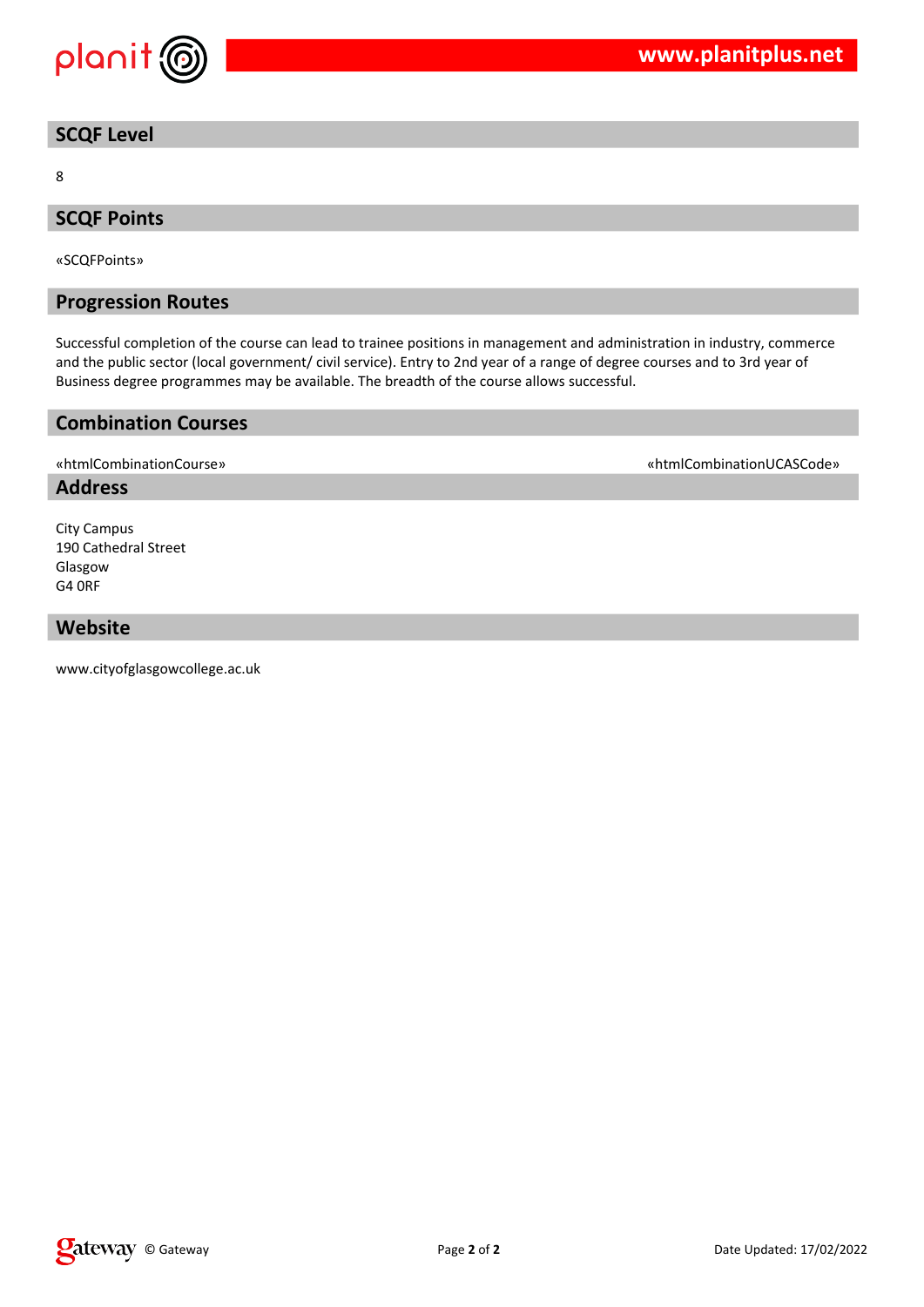## SCQF Level

8

## SCQF Points

«SCQFPoints»

## Progression Routes

Successful completion of the course can lead to trainee positions in management and administration in industry, commerce and the public sector (local government/ civil service). Entry to 2nd year of a range of degree courses and to 3rd year of Business degree programmes may be available. The breadth of the course allows successful.

## Combination Courses

«htmlCombinationCourse» «htmlCombinationUCASCode»

## Address

City Campus
190 Cathedral Street
Glasgow
G4 0RF

## Website

www.cityofglasgowcollege.ac.uk